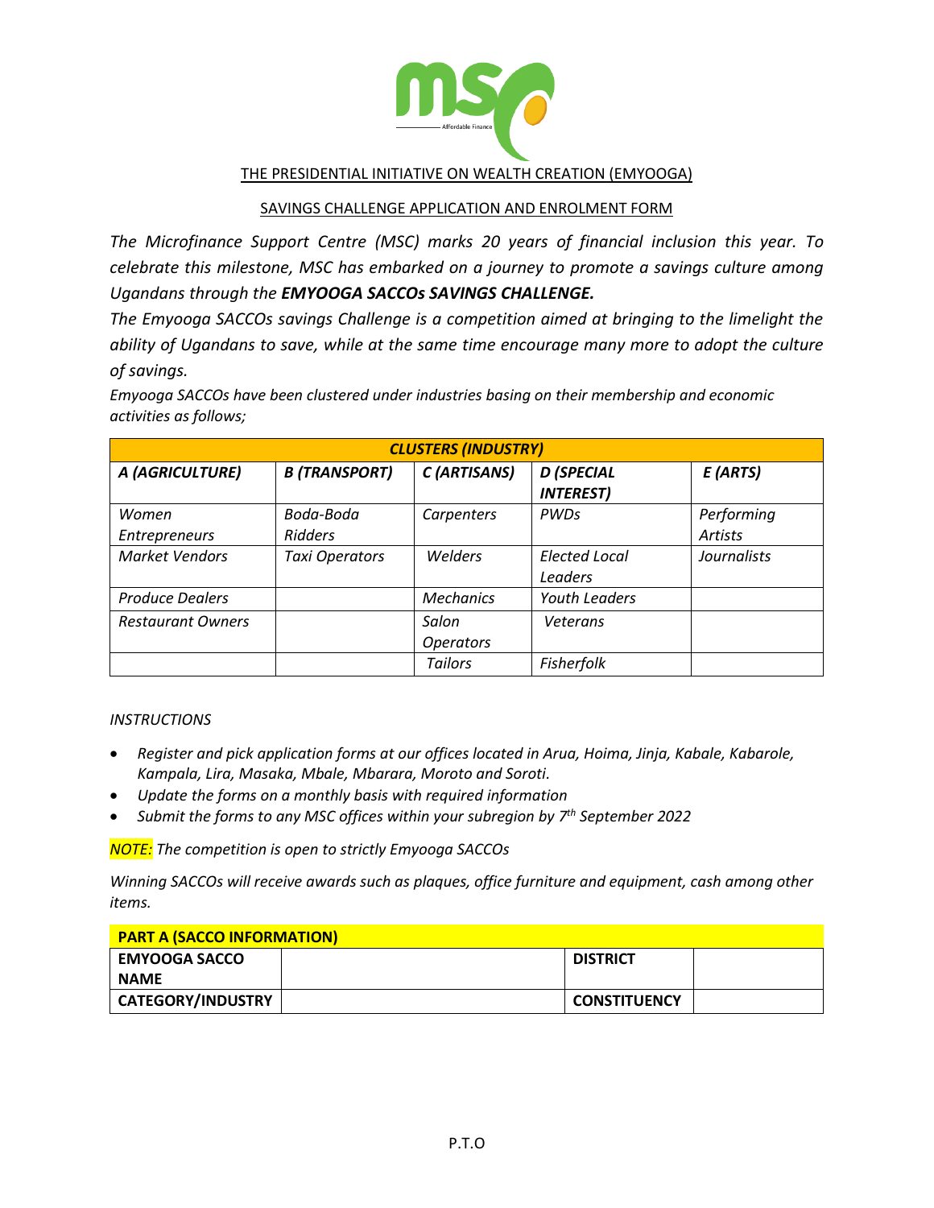THE PRESIDENTIAL INITIATIVE ON WEALTH CREATION (EMYOOGA)

SAVINGS CHALLENGE APPLICATION AND ENROLMENT FORM

*The Microfinance Support Centre (MSC) marks 20 years of financial inclusion this year. To celebrate this milestone, MSC has embarked on a journey to promote a savings culture among Ugandans through the **EMYOOGA SACCOs SAVINGS CHALLENGE.***

*The Emyooga SACCOs savings Challenge is a competition aimed at bringing to the limelight the ability of Ugandans to save, while at the same time encourage many more to adopt the culture of savings.*

*Emyooga SACCOs have been clustered under industries basing on their membership and economic activities as follows;*

| ***CLUSTERS (INDUSTRY)*** | | | | |
|---|---|---|---|---|
| ***A (AGRICULTURE)*** | ***B (TRANSPORT)*** | ***C (ARTISANS)*** | ***D (SPECIAL INTEREST)*** | ***E (ARTS)*** |
| *Women Entrepreneurs* | *Boda-Boda Ridders* | *Carpenters* | *PWDs* | *Performing Artists* |
| *Market Vendors* | *Taxi Operators* | *Welders* | *Elected Local Leaders* | *Journalists* |
| *Produce Dealers* | | *Mechanics* | *Youth Leaders* | |
| *Restaurant Owners* | | *Salon Operators* | *Veterans* | |
| | | *Tailors* | *Fisherfolk* | |

*INSTRUCTIONS*

- *Register and pick application forms at our offices located in Arua, Hoima, Jinja, Kabale, Kabarole, Kampala, Lira, Masaka, Mbale, Mbarara, Moroto and Soroti.*
- *Update the forms on a monthly basis with required information*
- *Submit the forms to any MSC offices within your subregion by 7th September 2022*

*NOTE: The competition is open to strictly Emyooga SACCOs*

*Winning SACCOs will receive awards such as plaques, office furniture and equipment, cash among other items.*

| **PART A (SACCO INFORMATION)** | | | |
|---|---|---|---|
| **EMYOOGA SACCO NAME** | | **DISTRICT** | |
| **CATEGORY/INDUSTRY** | | **CONSTITUENCY** | |

P.T.O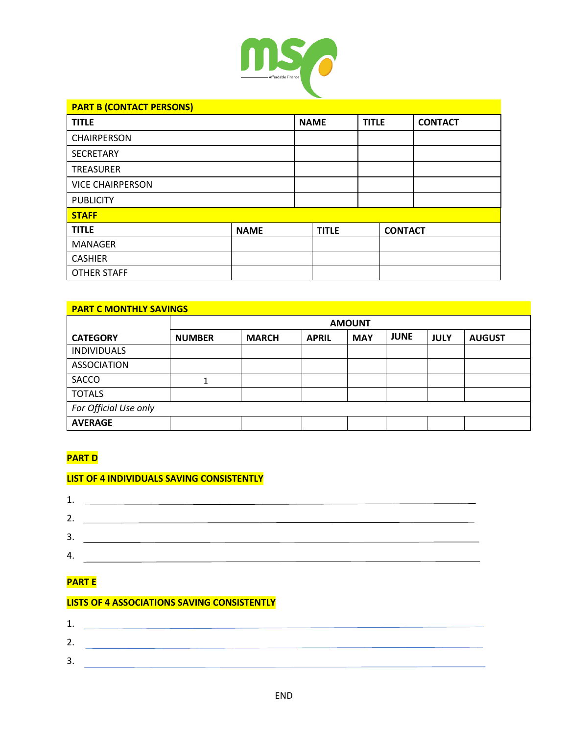msc
Affordable Finance

| PART B (CONTACT PERSONS) | | | |
|---|---|---|---|
| **TITLE** | **NAME** | **TITLE** | **CONTACT** |
| CHAIRPERSON | | | |
| SECRETARY | | | |
| TREASURER | | | |
| VICE CHAIRPERSON | | | |
| PUBLICITY | | | |
| **STAFF** | | | |
| **TITLE** | **NAME** | **TITLE** | **CONTACT** |
| MANAGER | | | |
| CASHIER | | | |
| OTHER STAFF | | | |

| PART C MONTHLY SAVINGS | | | | | | | |
|---|---|---|---|---|---|---|---|
| | **AMOUNT** | | | | | | |
| **CATEGORY** | **NUMBER** | **MARCH** | **APRIL** | **MAY** | **JUNE** | **JULY** | **AUGUST** |
| INDIVIDUALS | | | | | | | |
| ASSOCIATION | | | | | | | |
| SACCO | 1 | | | | | | |
| TOTALS | | | | | | | |
| *For Official Use only* | | | | | | | |
| **AVERAGE** | | | | | | | |

**PART D**

**LIST OF 4 INDIVIDUALS SAVING CONSISTENTLY**

1. ______________________________________________
2. ______________________________________________
3. ______________________________________________
4. ______________________________________________

**PART E**

**LISTS OF 4 ASSOCIATIONS SAVING CONSISTENTLY**

1. ______________________________________________
2. ______________________________________________
3. ______________________________________________

END